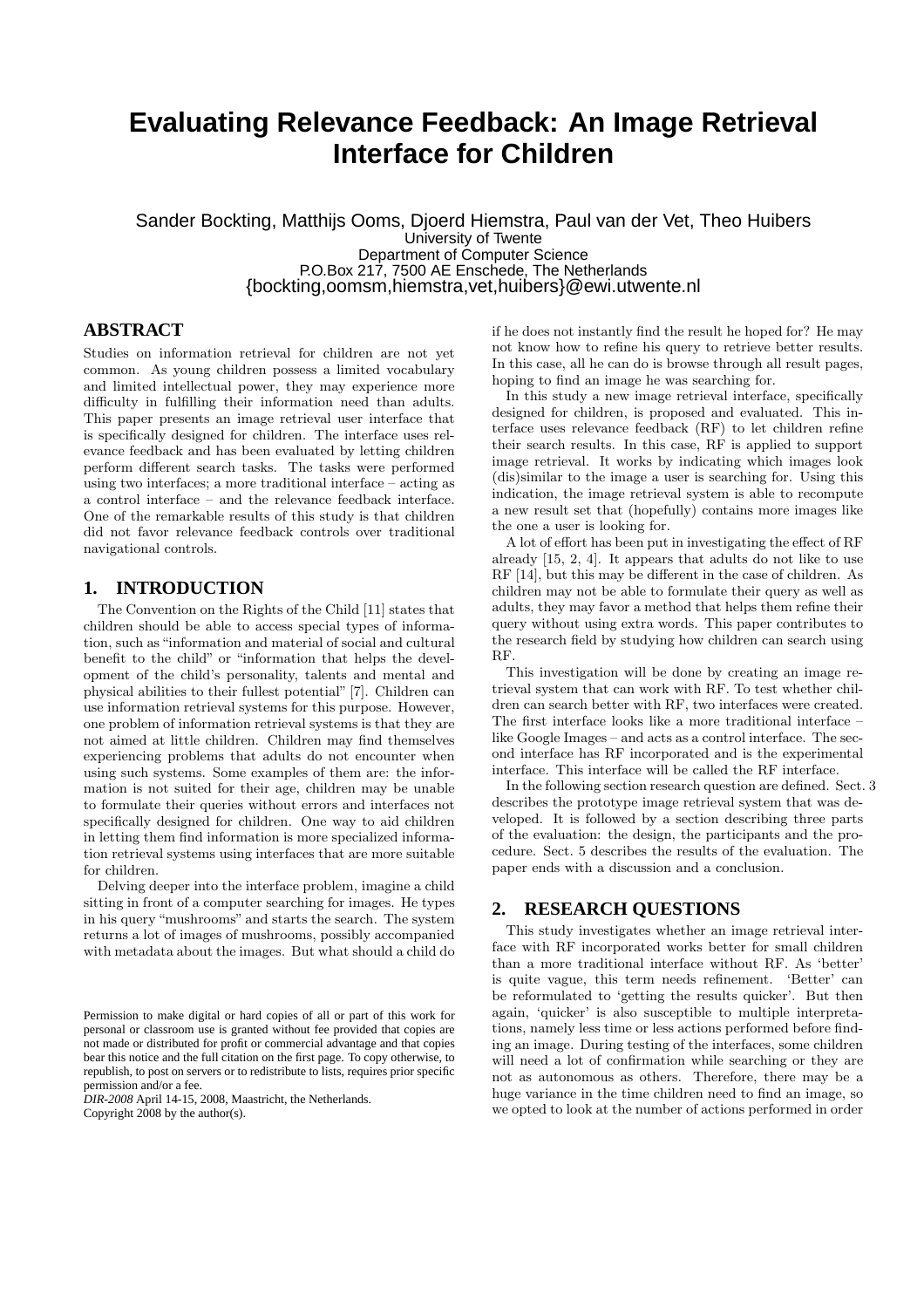# Evaluating Relevance Feedback: An Image Retrieval Interface for Children

Sander Bockting, Matthijs Ooms, Djoerd Hiemstra, Paul van der Vet, Theo Huibers
University of Twente
Department of Computer Science
P.O.Box 217, 7500 AE Enschede, The Netherlands
{bockting,oomsm,hiemstra,vet,huibers}@ewi.utwente.nl

## ABSTRACT

Studies on information retrieval for children are not yet common. As young children possess a limited vocabulary and limited intellectual power, they may experience more difficulty in fulfilling their information need than adults. This paper presents an image retrieval user interface that is specifically designed for children. The interface uses relevance feedback and has been evaluated by letting children perform different search tasks. The tasks were performed using two interfaces; a more traditional interface – acting as a control interface – and the relevance feedback interface. One of the remarkable results of this study is that children did not favor relevance feedback controls over traditional navigational controls.

## 1. INTRODUCTION

The Convention on the Rights of the Child [11] states that children should be able to access special types of information, such as "information and material of social and cultural benefit to the child" or "information that helps the development of the child's personality, talents and mental and physical abilities to their fullest potential" [7]. Children can use information retrieval systems for this purpose. However, one problem of information retrieval systems is that they are not aimed at little children. Children may find themselves experiencing problems that adults do not encounter when using such systems. Some examples of them are: the information is not suited for their age, children may be unable to formulate their queries without errors and interfaces not specifically designed for children. One way to aid children in letting them find information is more specialized information retrieval systems using interfaces that are more suitable for children.

Delving deeper into the interface problem, imagine a child sitting in front of a computer searching for images. He types in his query "mushrooms" and starts the search. The system returns a lot of images of mushrooms, possibly accompanied with metadata about the images. But what should a child do if he does not instantly find the result he hoped for? He may not know how to refine his query to retrieve better results. In this case, all he can do is browse through all result pages, hoping to find an image he was searching for.

In this study a new image retrieval interface, specifically designed for children, is proposed and evaluated. This interface uses relevance feedback (RF) to let children refine their search results. In this case, RF is applied to support image retrieval. It works by indicating which images look (dis)similar to the image a user is searching for. Using this indication, the image retrieval system is able to recompute a new result set that (hopefully) contains more images like the one a user is looking for.

A lot of effort has been put in investigating the effect of RF already [15, 2, 4]. It appears that adults do not like to use RF [14], but this may be different in the case of children. As children may not be able to formulate their query as well as adults, they may favor a method that helps them refine their query without using extra words. This paper contributes to the research field by studying how children can search using RF.

This investigation will be done by creating an image retrieval system that can work with RF. To test whether children can search better with RF, two interfaces were created. The first interface looks like a more traditional interface – like Google Images – and acts as a control interface. The second interface has RF incorporated and is the experimental interface. This interface will be called the RF interface.

In the following section research question are defined. Sect. 3 describes the prototype image retrieval system that was developed. It is followed by a section describing three parts of the evaluation: the design, the participants and the procedure. Sect. 5 describes the results of the evaluation. The paper ends with a discussion and a conclusion.

## 2. RESEARCH QUESTIONS

This study investigates whether an image retrieval interface with RF incorporated works better for small children than a more traditional interface without RF. As 'better' is quite vague, this term needs refinement. 'Better' can be reformulated to 'getting the results quicker'. But then again, 'quicker' is also susceptible to multiple interpretations, namely less time or less actions performed before finding an image. During testing of the interfaces, some children will need a lot of confirmation while searching or they are not as autonomous as others. Therefore, there may be a huge variance in the time children need to find an image, so we opted to look at the number of actions performed in order

Permission to make digital or hard copies of all or part of this work for personal or classroom use is granted without fee provided that copies are not made or distributed for profit or commercial advantage and that copies bear this notice and the full citation on the first page. To copy otherwise, to republish, to post on servers or to redistribute to lists, requires prior specific permission and/or a fee.
*DIR-2008* April 14-15, 2008, Maastricht, the Netherlands.
Copyright 2008 by the author(s).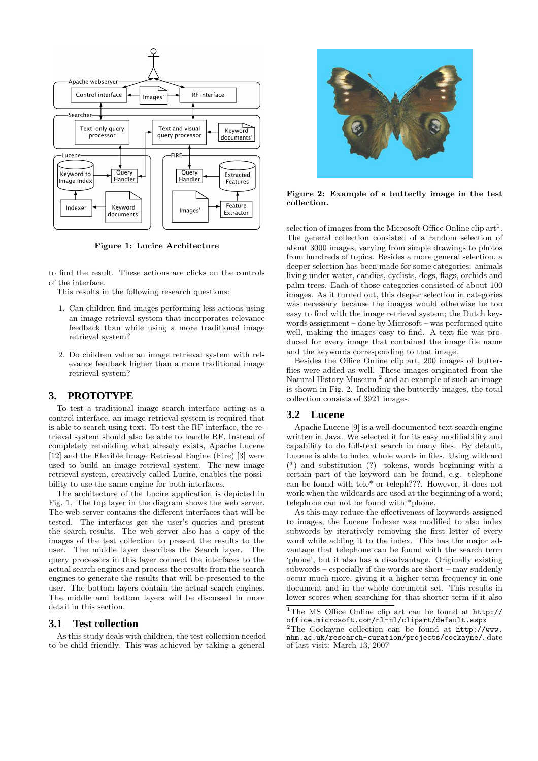Figure 1: Lucire Architecture

to find the result. These actions are clicks on the controls of the interface.

This results in the following research questions:

1. Can children find images performing less actions using an image retrieval system that incorporates relevance feedback than while using a more traditional image retrieval system?
2. Do children value an image retrieval system with relevance feedback higher than a more traditional image retrieval system?

## 3. PROTOTYPE

To test a traditional image search interface acting as a control interface, an image retrieval system is required that is able to search using text. To test the RF interface, the retrieval system should also be able to handle RF. Instead of completely rebuilding what already exists, Apache Lucene [12] and the Flexible Image Retrieval Engine (Fire) [3] were used to build an image retrieval system. The new image retrieval system, creatively called Lucire, enables the possibility to use the same search engine for both interfaces.

The architecture of the Lucire application is depicted in Fig. 1. The top layer in the diagram shows the web server. The web server contains the different interfaces that will be tested. The interfaces get the user's queries and present the search results. The web server also has a copy of the images of the test collection to present the results to the user. The middle layer describes the Search layer. The query processors in this layer connect the interfaces to the actual search engines and process the results from the search engines to generate the results that will be presented to the user. The bottom layers contain the actual search engines. The middle and bottom layers will be discussed in more detail in this section.

### 3.1 Test collection

As this study deals with children, the test collection needed to be child friendly. This was achieved by taking a general selection of images from the Microsoft Office Online clip art[1]. The general collection consisted of a random selection of about 3000 images, varying from simple drawings to photos from hundreds of topics. Besides a more general selection, a deeper selection has been made for some categories: animals living under water, candies, cyclists, dogs, flags, orchids and palm trees. Each of those categories consisted of about 100 images. As it turned out, this deeper selection in categories was necessary because the images would otherwise be too easy to find with the image retrieval system; the Dutch keywords assignment – done by Microsoft – was performed quite well, making the images easy to find. A text file was produced for every image that contained the image file name and the keywords corresponding to that image.

Figure 2: Example of a butterfly image in the test collection.

Besides the Office Online clip art, 200 images of butterflies were added as well. These images originated from the Natural History Museum [2] and an example of such an image is shown in Fig. 2. Including the butterfly images, the total collection consists of 3921 images.

### 3.2 Lucene

Apache Lucene [9] is a well-documented text search engine written in Java. We selected it for its easy modifiability and capability to do full-text search in many files. By default, Lucene is able to index whole words in files. Using wildcard (*) and substitution (?) tokens, words beginning with a certain part of the keyword can be found, e.g. telephone can be found with tele* or teleph???. However, it does not work when the wildcards are used at the beginning of a word; telephone can not be found with *phone.

As this may reduce the effectiveness of keywords assigned to images, the Lucene Indexer was modified to also index subwords by iteratively removing the first letter of every word while adding it to the index. This has the major advantage that telephone can be found with the search term 'phone', but it also has a disadvantage. Originally existing subwords – especially if the words are short – may suddenly occur much more, giving it a higher term frequency in one document and in the whole document set. This results in lower scores when searching for that shorter term if it also

[1]The MS Office Online clip art can be found at http://office.microsoft.com/nl-nl/clipart/default.aspx

[2]The Cockayne collection can be found at http://www.nhm.ac.uk/research-curation/projects/cockayne/, date of last visit: March 13, 2007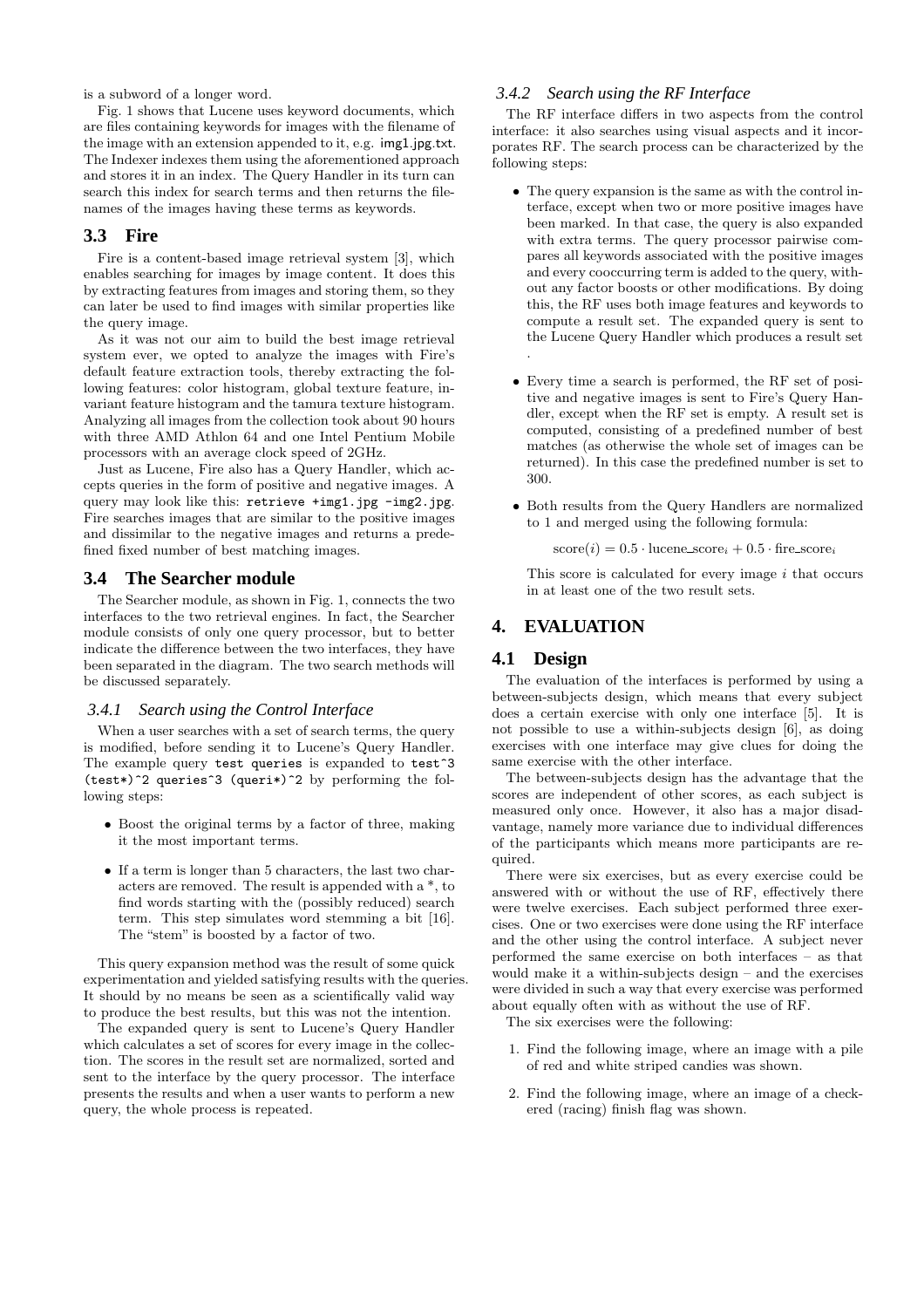is a subword of a longer word.

Fig. 1 shows that Lucene uses keyword documents, which are files containing keywords for images with the filename of the image with an extension appended to it, e.g. `img1.jpg.txt`. The Indexer indexes them using the aforementioned approach and stores it in an index. The Query Handler in its turn can search this index for search terms and then returns the filenames of the images having these terms as keywords.

## 3.3 Fire

Fire is a content-based image retrieval system [3], which enables searching for images by image content. It does this by extracting features from images and storing them, so they can later be used to find images with similar properties like the query image.

As it was not our aim to build the best image retrieval system ever, we opted to analyze the images with Fire's default feature extraction tools, thereby extracting the following features: color histogram, global texture feature, invariant feature histogram and the tamura texture histogram. Analyzing all images from the collection took about 90 hours with three AMD Athlon 64 and one Intel Pentium Mobile processors with an average clock speed of 2GHz.

Just as Lucene, Fire also has a Query Handler, which accepts queries in the form of positive and negative images. A query may look like this: `retrieve +img1.jpg -img2.jpg`. Fire searches images that are similar to the positive images and dissimilar to the negative images and returns a predefined fixed number of best matching images.

## 3.4 The Searcher module

The Searcher module, as shown in Fig. 1, connects the two interfaces to the two retrieval engines. In fact, the Searcher module consists of only one query processor, but to better indicate the difference between the two interfaces, they have been separated in the diagram. The two search methods will be discussed separately.

### 3.4.1 Search using the Control Interface

When a user searches with a set of search terms, the query is modified, before sending it to Lucene's Query Handler. The example query `test queries` is expanded to `test^3 (test*)^2 queries^3 (queri*)^2` by performing the following steps:

- Boost the original terms by a factor of three, making it the most important terms.
- If a term is longer than 5 characters, the last two characters are removed. The result is appended with a *, to find words starting with the (possibly reduced) search term. This step simulates word stemming a bit [16]. The "stem" is boosted by a factor of two.

This query expansion method was the result of some quick experimentation and yielded satisfying results with the queries. It should by no means be seen as a scientifically valid way to produce the best results, but this was not the intention.

The expanded query is sent to Lucene's Query Handler which calculates a set of scores for every image in the collection. The scores in the result set are normalized, sorted and sent to the interface by the query processor. The interface presents the results and when a user wants to perform a new query, the whole process is repeated.

### 3.4.2 Search using the RF Interface

The RF interface differs in two aspects from the control interface: it also searches using visual aspects and it incorporates RF. The search process can be characterized by the following steps:

- The query expansion is the same as with the control interface, except when two or more positive images have been marked. In that case, the query is also expanded with extra terms. The query processor pairwise compares all keywords associated with the positive images and every cooccurring term is added to the query, without any factor boosts or other modifications. By doing this, the RF uses both image features and keywords to compute a result set. The expanded query is sent to the Lucene Query Handler which produces a result set .
- Every time a search is performed, the RF set of positive and negative images is sent to Fire's Query Handler, except when the RF set is empty. A result set is computed, consisting of a predefined number of best matches (as otherwise the whole set of images can be returned). In this case the predefined number is set to 300.
- Both results from the Query Handlers are normalized to 1 and merged using the following formula:

  $$\text{score}(i) = 0.5 \cdot \text{lucene\_score}_i + 0.5 \cdot \text{fire\_score}_i$$

  This score is calculated for every image $i$ that occurs in at least one of the two result sets.

# 4. EVALUATION

## 4.1 Design

The evaluation of the interfaces is performed by using a between-subjects design, which means that every subject does a certain exercise with only one interface [5]. It is not possible to use a within-subjects design [6], as doing exercises with one interface may give clues for doing the same exercise with the other interface.

The between-subjects design has the advantage that the scores are independent of other scores, as each subject is measured only once. However, it also has a major disadvantage, namely more variance due to individual differences of the participants which means more participants are required.

There were six exercises, but as every exercise could be answered with or without the use of RF, effectively there were twelve exercises. Each subject performed three exercises. One or two exercises were done using the RF interface and the other using the control interface. A subject never performed the same exercise on both interfaces – as that would make it a within-subjects design – and the exercises were divided in such a way that every exercise was performed about equally often with as without the use of RF.

The six exercises were the following:

1. Find the following image, where an image with a pile of red and white striped candies was shown.
2. Find the following image, where an image of a checkered (racing) finish flag was shown.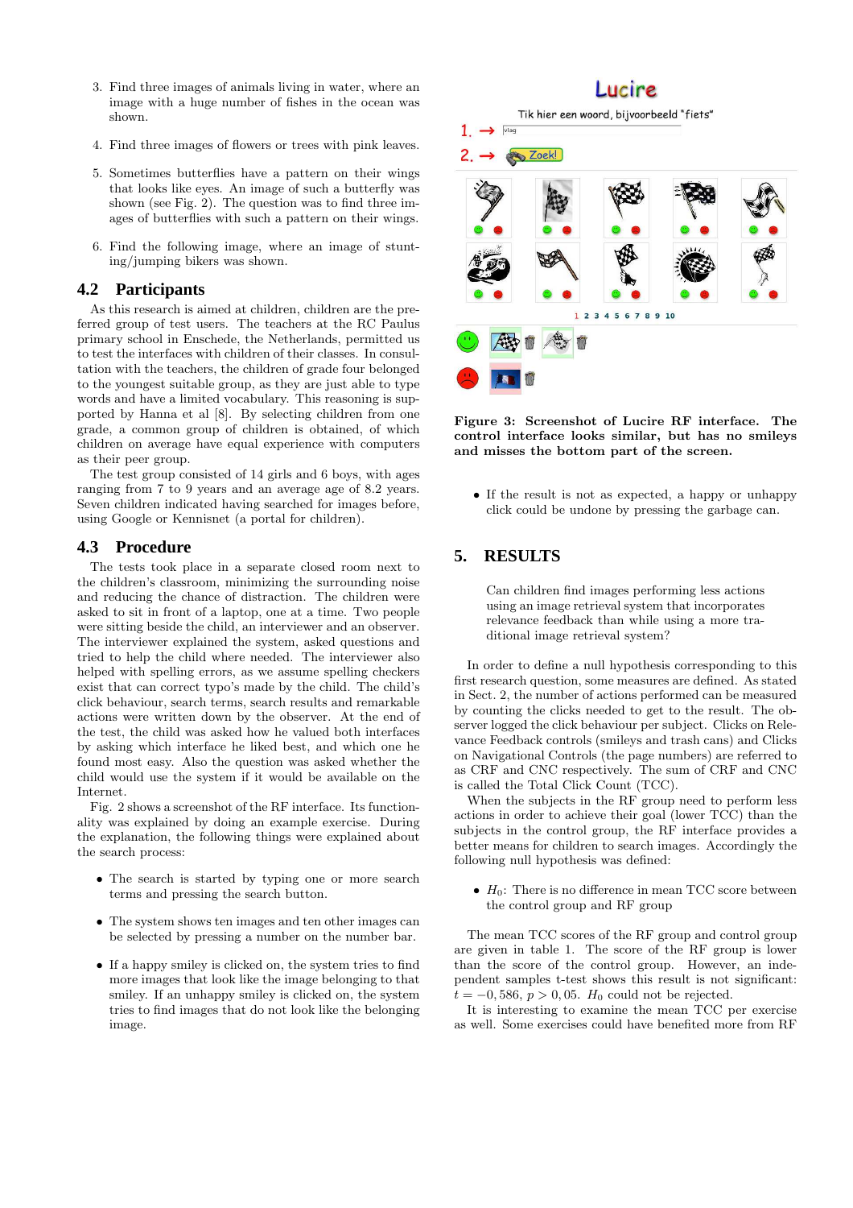3. Find three images of animals living in water, where an image with a huge number of fishes in the ocean was shown.

4. Find three images of flowers or trees with pink leaves.

5. Sometimes butterflies have a pattern on their wings that looks like eyes. An image of such a butterfly was shown (see Fig. 2). The question was to find three images of butterflies with such a pattern on their wings.

6. Find the following image, where an image of stunting/jumping bikers was shown.

## 4.2 Participants

As this research is aimed at children, children are the preferred group of test users. The teachers at the RC Paulus primary school in Enschede, the Netherlands, permitted us to test the interfaces with children of their classes. In consultation with the teachers, the children of grade four belonged to the youngest suitable group, as they are just able to type words and have a limited vocabulary. This reasoning is supported by Hanna et al [8]. By selecting children from one grade, a common group of children is obtained, of which children on average have equal experience with computers as their peer group.

The test group consisted of 14 girls and 6 boys, with ages ranging from 7 to 9 years and an average age of 8.2 years. Seven children indicated having searched for images before, using Google or Kennisnet (a portal for children).

## 4.3 Procedure

The tests took place in a separate closed room next to the children's classroom, minimizing the surrounding noise and reducing the chance of distraction. The children were asked to sit in front of a laptop, one at a time. Two people were sitting beside the child, an interviewer and an observer. The interviewer explained the system, asked questions and tried to help the child where needed. The interviewer also helped with spelling errors, as we assume spelling checkers exist that can correct typo's made by the child. The child's click behaviour, search terms, search results and remarkable actions were written down by the observer. At the end of the test, the child was asked how he valued both interfaces by asking which interface he liked best, and which one he found most easy. Also the question was asked whether the child would use the system if it would be available on the Internet.

Fig. 2 shows a screenshot of the RF interface. Its functionality was explained by doing an example exercise. During the explanation, the following things were explained about the search process:

- The search is started by typing one or more search terms and pressing the search button.
- The system shows ten images and ten other images can be selected by pressing a number on the number bar.
- If a happy smiley is clicked on, the system tries to find more images that look like the image belonging to that smiley. If an unhappy smiley is clicked on, the system tries to find images that do not look like the belonging image.

**Figure 3: Screenshot of Lucire RF interface. The control interface looks similar, but has no smileys and misses the bottom part of the screen.**

- If the result is not as expected, a happy or unhappy click could be undone by pressing the garbage can.

# 5. RESULTS

> Can children find images performing less actions using an image retrieval system that incorporates relevance feedback than while using a more traditional image retrieval system?

In order to define a null hypothesis corresponding to this first research question, some measures are defined. As stated in Sect. 2, the number of actions performed can be measured by counting the clicks needed to get to the result. The observer logged the click behaviour per subject. Clicks on Relevance Feedback controls (smileys and trash cans) and Clicks on Navigational Controls (the page numbers) are referred to as CRF and CNC respectively. The sum of CRF and CNC is called the Total Click Count (TCC).

When the subjects in the RF group need to perform less actions in order to achieve their goal (lower TCC) than the subjects in the control group, the RF interface provides a better means for children to search images. Accordingly the following null hypothesis was defined:

- $H_0$: There is no difference in mean TCC score between the control group and RF group

The mean TCC scores of the RF group and control group are given in table 1. The score of the RF group is lower than the score of the control group. However, an independent samples t-test shows this result is not significant: $t = -0,586$, $p > 0,05$. $H_0$ could not be rejected.

It is interesting to examine the mean TCC per exercise as well. Some exercises could have benefited more from RF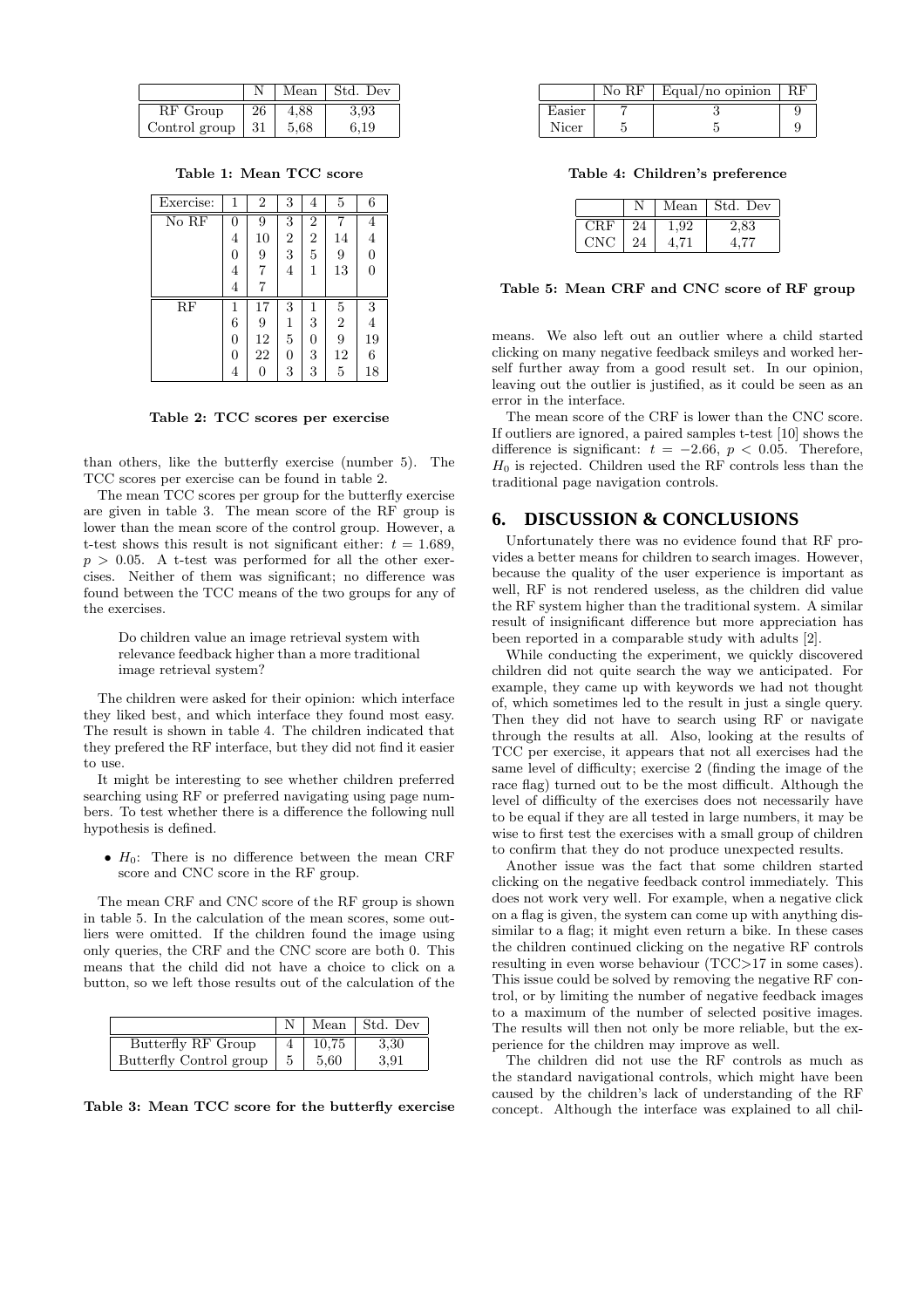| | N | Mean | Std. Dev |
|---|---|---|---|
| RF Group | 26 | 4,88 | 3,93 |
| Control group | 31 | 5,68 | 6,19 |

**Table 1: Mean TCC score**

| Exercise: | 1 | 2 | 3 | 4 | 5 | 6 |
|---|---|---|---|---|---|---|
| No RF | 0 | 9 | 3 | 2 | 7 | 4 |
| | 4 | 10 | 2 | 2 | 14 | 4 |
| | 0 | 9 | 3 | 5 | 9 | 0 |
| | 4 | 7 | 4 | 1 | 13 | 0 |
| | 4 | 7 | | | | |
| RF | 1 | 17 | 3 | 1 | 5 | 3 |
| | 6 | 9 | 1 | 3 | 2 | 4 |
| | 0 | 12 | 5 | 0 | 9 | 19 |
| | 0 | 22 | 0 | 3 | 12 | 6 |
| | 4 | 0 | 3 | 3 | 5 | 18 |

**Table 2: TCC scores per exercise**

than others, like the butterfly exercise (number 5). The TCC scores per exercise can be found in table 2.

The mean TCC scores per group for the butterfly exercise are given in table 3. The mean score of the RF group is lower than the mean score of the control group. However, a t-test shows this result is not significant either: $t = 1.689$, $p > 0.05$. A t-test was performed for all the other exercises. Neither of them was significant; no difference was found between the TCC means of the two groups for any of the exercises.

> Do children value an image retrieval system with relevance feedback higher than a more traditional image retrieval system?

The children were asked for their opinion: which interface they liked best, and which interface they found most easy. The result is shown in table 4. The children indicated that they prefered the RF interface, but they did not find it easier to use.

It might be interesting to see whether children preferred searching using RF or preferred navigating using page numbers. To test whether there is a difference the following null hypothesis is defined.

- $H_0$: There is no difference between the mean CRF score and CNC score in the RF group.

The mean CRF and CNC score of the RF group is shown in table 5. In the calculation of the mean scores, some outliers were omitted. If the children found the image using only queries, the CRF and the CNC score are both 0. This means that the child did not have a choice to click on a button, so we left those results out of the calculation of the

| | N | Mean | Std. Dev |
|---|---|---|---|
| Butterfly RF Group | 4 | 10,75 | 3,30 |
| Butterfly Control group | 5 | 5,60 | 3,91 |

**Table 3: Mean TCC score for the butterfly exercise**

| | No RF | Equal/no opinion | RF |
|---|---|---|---|
| Easier | 7 | 3 | 9 |
| Nicer | 5 | 5 | 9 |

**Table 4: Children's preference**

| | N | Mean | Std. Dev |
|---|---|---|---|
| CRF | 24 | 1,92 | 2,83 |
| CNC | 24 | 4,71 | 4,77 |

**Table 5: Mean CRF and CNC score of RF group**

means. We also left out an outlier where a child started clicking on many negative feedback smileys and worked herself further away from a good result set. In our opinion, leaving out the outlier is justified, as it could be seen as an error in the interface.

The mean score of the CRF is lower than the CNC score. If outliers are ignored, a paired samples t-test [10] shows the difference is significant: $t = -2.66$, $p < 0.05$. Therefore, $H_0$ is rejected. Children used the RF controls less than the traditional page navigation controls.

## 6. DISCUSSION & CONCLUSIONS

Unfortunately there was no evidence found that RF provides a better means for children to search images. However, because the quality of the user experience is important as well, RF is not rendered useless, as the children did value the RF system higher than the traditional system. A similar result of insignificant difference but more appreciation has been reported in a comparable study with adults [2].

While conducting the experiment, we quickly discovered children did not quite search the way we anticipated. For example, they came up with keywords we had not thought of, which sometimes led to the result in just a single query. Then they did not have to search using RF or navigate through the results at all. Also, looking at the results of TCC per exercise, it appears that not all exercises had the same level of difficulty; exercise 2 (finding the image of the race flag) turned out to be the most difficult. Although the level of difficulty of the exercises does not necessarily have to be equal if they are all tested in large numbers, it may be wise to first test the exercises with a small group of children to confirm that they do not produce unexpected results.

Another issue was the fact that some children started clicking on the negative feedback control immediately. This does not work very well. For example, when a negative click on a flag is given, the system can come up with anything dissimilar to a flag; it might even return a bike. In these cases the children continued clicking on the negative RF controls resulting in even worse behaviour (TCC>17 in some cases). This issue could be solved by removing the negative RF control, or by limiting the number of negative feedback images to a maximum of the number of selected positive images. The results will then not only be more reliable, but the experience for the children may improve as well.

The children did not use the RF controls as much as the standard navigational controls, which might have been caused by the children's lack of understanding of the RF concept. Although the interface was explained to all chil-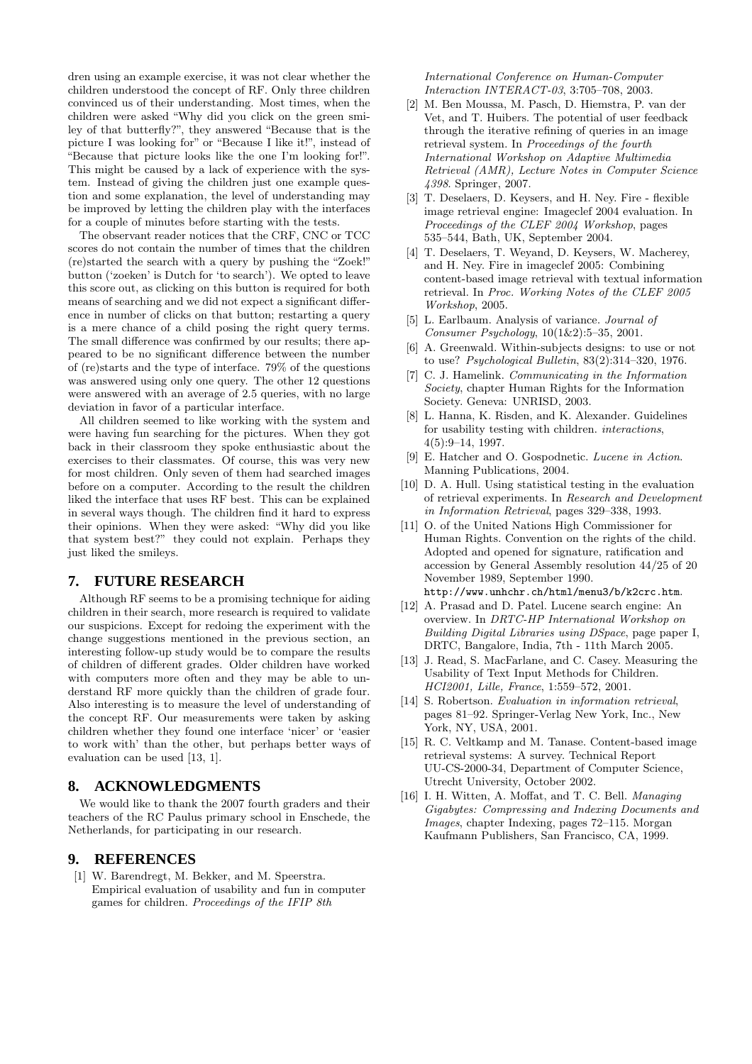dren using an example exercise, it was not clear whether the children understood the concept of RF. Only three children convinced us of their understanding. Most times, when the children were asked "Why did you click on the green smiley of that butterfly?", they answered "Because that is the picture I was looking for" or "Because I like it!", instead of "Because that picture looks like the one I'm looking for!". This might be caused by a lack of experience with the system. Instead of giving the children just one example question and some explanation, the level of understanding may be improved by letting the children play with the interfaces for a couple of minutes before starting with the tests.

The observant reader notices that the CRF, CNC or TCC scores do not contain the number of times that the children (re)started the search with a query by pushing the "Zoek!" button ('zoeken' is Dutch for 'to search'). We opted to leave this score out, as clicking on this button is required for both means of searching and we did not expect a significant difference in number of clicks on that button; restarting a query is a mere chance of a child posing the right query terms. The small difference was confirmed by our results; there appeared to be no significant difference between the number of (re)starts and the type of interface. 79% of the questions was answered using only one query. The other 12 questions were answered with an average of 2.5 queries, with no large deviation in favor of a particular interface.

All children seemed to like working with the system and were having fun searching for the pictures. When they got back in their classroom they spoke enthusiastic about the exercises to their classmates. Of course, this was very new for most children. Only seven of them had searched images before on a computer. According to the result the children liked the interface that uses RF best. This can be explained in several ways though. The children find it hard to express their opinions. When they were asked: "Why did you like that system best?" they could not explain. Perhaps they just liked the smileys.

## 7. FUTURE RESEARCH

Although RF seems to be a promising technique for aiding children in their search, more research is required to validate our suspicions. Except for redoing the experiment with the change suggestions mentioned in the previous section, an interesting follow-up study would be to compare the results of children of different grades. Older children have worked with computers more often and they may be able to understand RF more quickly than the children of grade four. Also interesting is to measure the level of understanding of the concept RF. Our measurements were taken by asking children whether they found one interface 'nicer' or 'easier to work with' than the other, but perhaps better ways of evaluation can be used [13, 1].

## 8. ACKNOWLEDGMENTS

We would like to thank the 2007 fourth graders and their teachers of the RC Paulus primary school in Enschede, the Netherlands, for participating in our research.

## 9. REFERENCES

[1] W. Barendregt, M. Bekker, and M. Speerstra. Empirical evaluation of usability and fun in computer games for children. *Proceedings of the IFIP 8th International Conference on Human-Computer Interaction INTERACT-03*, 3:705–708, 2003.

[2] M. Ben Moussa, M. Pasch, D. Hiemstra, P. van der Vet, and T. Huibers. The potential of user feedback through the iterative refining of queries in an image retrieval system. In *Proceedings of the fourth International Workshop on Adaptive Multimedia Retrieval (AMR), Lecture Notes in Computer Science 4398*. Springer, 2007.

[3] T. Deselaers, D. Keysers, and H. Ney. Fire - flexible image retrieval engine: Imageclef 2004 evaluation. In *Proceedings of the CLEF 2004 Workshop*, pages 535–544, Bath, UK, September 2004.

[4] T. Deselaers, T. Weyand, D. Keysers, W. Macherey, and H. Ney. Fire in imageclef 2005: Combining content-based image retrieval with textual information retrieval. In *Proc. Working Notes of the CLEF 2005 Workshop*, 2005.

[5] L. Earlbaum. Analysis of variance. *Journal of Consumer Psychology*, 10(1&2):5–35, 2001.

[6] A. Greenwald. Within-subjects designs: to use or not to use? *Psychological Bulletin*, 83(2):314–320, 1976.

[7] C. J. Hamelink. *Communicating in the Information Society*, chapter Human Rights for the Information Society. Geneva: UNRISD, 2003.

[8] L. Hanna, K. Risden, and K. Alexander. Guidelines for usability testing with children. *interactions*, 4(5):9–14, 1997.

[9] E. Hatcher and O. Gospodnetic. *Lucene in Action*. Manning Publications, 2004.

[10] D. A. Hull. Using statistical testing in the evaluation of retrieval experiments. In *Research and Development in Information Retrieval*, pages 329–338, 1993.

[11] O. of the United Nations High Commissioner for Human Rights. Convention on the rights of the child. Adopted and opened for signature, ratification and accession by General Assembly resolution 44/25 of 20 November 1989, September 1990. http://www.unhchr.ch/html/menu3/b/k2crc.htm.

[12] A. Prasad and D. Patel. Lucene search engine: An overview. In *DRTC-HP International Workshop on Building Digital Libraries using DSpace*, page paper I, DRTC, Bangalore, India, 7th - 11th March 2005.

[13] J. Read, S. MacFarlane, and C. Casey. Measuring the Usability of Text Input Methods for Children. *HCI2001, Lille, France*, 1:559–572, 2001.

[14] S. Robertson. *Evaluation in information retrieval*, pages 81–92. Springer-Verlag New York, Inc., New York, NY, USA, 2001.

[15] R. C. Veltkamp and M. Tanase. Content-based image retrieval systems: A survey. Technical Report UU-CS-2000-34, Department of Computer Science, Utrecht University, October 2002.

[16] I. H. Witten, A. Moffat, and T. C. Bell. *Managing Gigabytes: Compressing and Indexing Documents and Images*, chapter Indexing, pages 72–115. Morgan Kaufmann Publishers, San Francisco, CA, 1999.